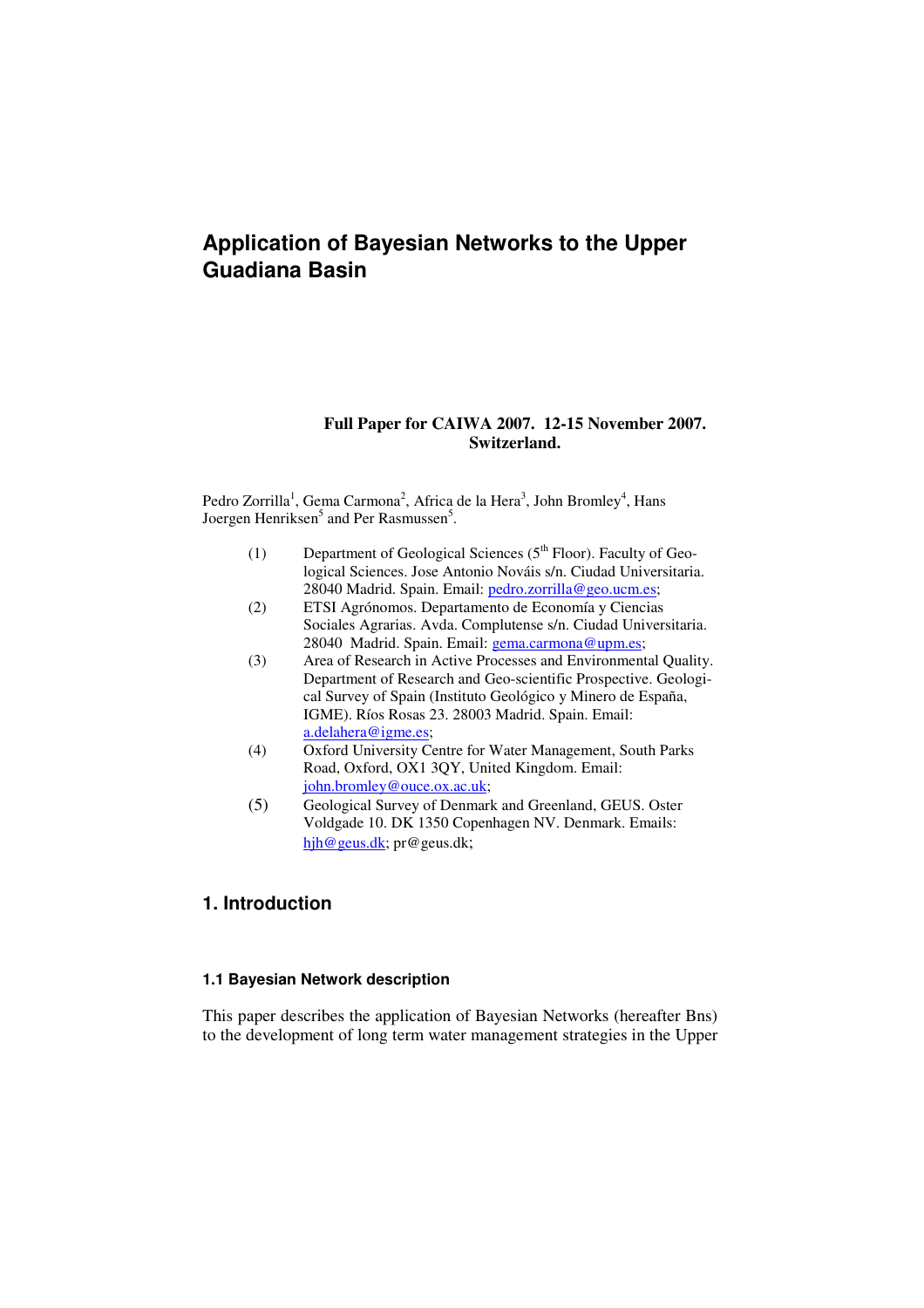# Application of Bayesian Networks to the Upper Guadiana Basin

**Full Paper for CAIWA 2007. 12-15 November 2007. Switzerland.**

Pedro Zorrilla[1], Gema Carmona[2], Africa de la Hera[3], John Bromley[4], Hans Joergen Henriksen[5] and Per Rasmussen[5].

(1) Department of Geological Sciences (5th Floor). Faculty of Geological Sciences. Jose Antonio Nováis s/n. Ciudad Universitaria. 28040 Madrid. Spain. Email: pedro.zorrilla@geo.ucm.es;

(2) ETSI Agrónomos. Departamento de Economía y Ciencias Sociales Agrarias. Avda. Complutense s/n. Ciudad Universitaria. 28040 Madrid. Spain. Email: gema.carmona@upm.es;

(3) Area of Research in Active Processes and Environmental Quality. Department of Research and Geo-scientific Prospective. Geological Survey of Spain (Instituto Geológico y Minero de España, IGME). Ríos Rosas 23. 28003 Madrid. Spain. Email: a.delahera@igme.es;

(4) Oxford University Centre for Water Management, South Parks Road, Oxford, OX1 3QY, United Kingdom. Email: john.bromley@ouce.ox.ac.uk;

(5) Geological Survey of Denmark and Greenland, GEUS. Oster Voldgade 10. DK 1350 Copenhagen NV. Denmark. Emails: hjh@geus.dk; pr@geus.dk;

## 1. Introduction

### 1.1 Bayesian Network description

This paper describes the application of Bayesian Networks (hereafter Bns) to the development of long term water management strategies in the Upper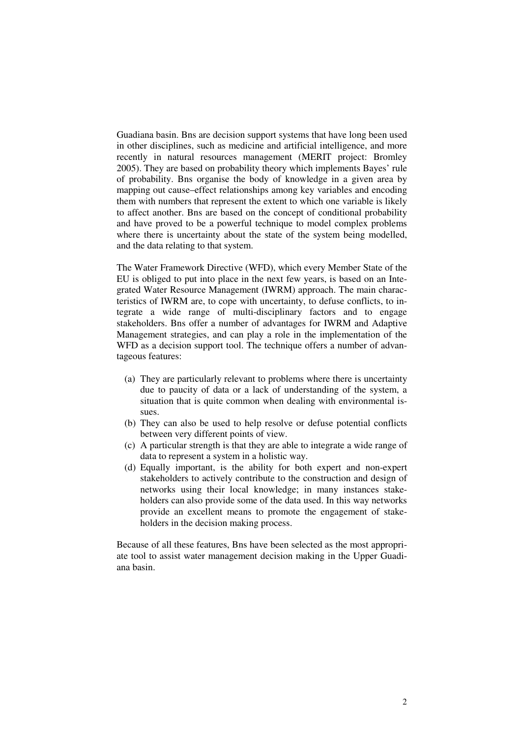Guadiana basin. Bns are decision support systems that have long been used in other disciplines, such as medicine and artificial intelligence, and more recently in natural resources management (MERIT project: Bromley 2005). They are based on probability theory which implements Bayes' rule of probability. Bns organise the body of knowledge in a given area by mapping out cause–effect relationships among key variables and encoding them with numbers that represent the extent to which one variable is likely to affect another. Bns are based on the concept of conditional probability and have proved to be a powerful technique to model complex problems where there is uncertainty about the state of the system being modelled, and the data relating to that system.

The Water Framework Directive (WFD), which every Member State of the EU is obliged to put into place in the next few years, is based on an Integrated Water Resource Management (IWRM) approach. The main characteristics of IWRM are, to cope with uncertainty, to defuse conflicts, to integrate a wide range of multi-disciplinary factors and to engage stakeholders. Bns offer a number of advantages for IWRM and Adaptive Management strategies, and can play a role in the implementation of the WFD as a decision support tool. The technique offers a number of advantageous features:

(a) They are particularly relevant to problems where there is uncertainty due to paucity of data or a lack of understanding of the system, a situation that is quite common when dealing with environmental issues.
(b) They can also be used to help resolve or defuse potential conflicts between very different points of view.
(c) A particular strength is that they are able to integrate a wide range of data to represent a system in a holistic way.
(d) Equally important, is the ability for both expert and non-expert stakeholders to actively contribute to the construction and design of networks using their local knowledge; in many instances stakeholders can also provide some of the data used. In this way networks provide an excellent means to promote the engagement of stakeholders in the decision making process.

Because of all these features, Bns have been selected as the most appropriate tool to assist water management decision making in the Upper Guadiana basin.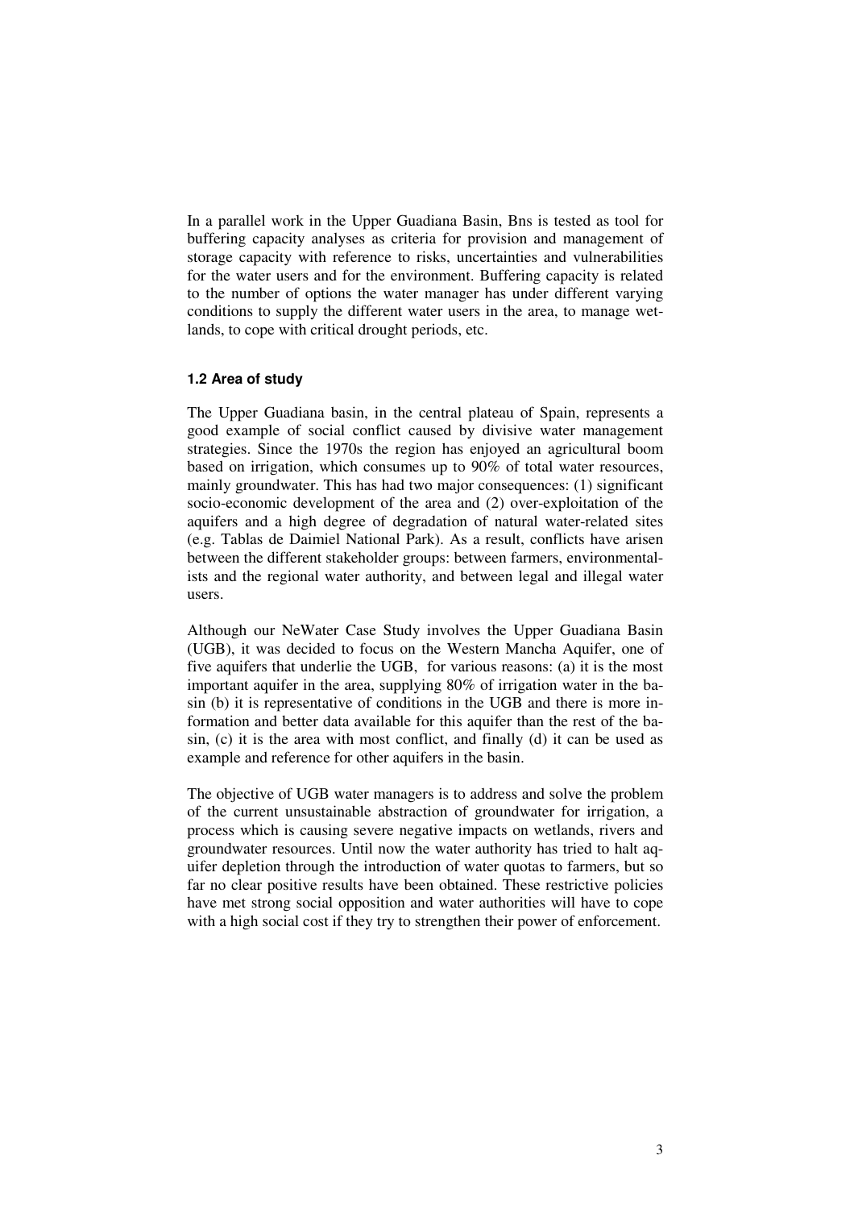In a parallel work in the Upper Guadiana Basin, Bns is tested as tool for buffering capacity analyses as criteria for provision and management of storage capacity with reference to risks, uncertainties and vulnerabilities for the water users and for the environment. Buffering capacity is related to the number of options the water manager has under different varying conditions to supply the different water users in the area, to manage wetlands, to cope with critical drought periods, etc.

### 1.2 Area of study

The Upper Guadiana basin, in the central plateau of Spain, represents a good example of social conflict caused by divisive water management strategies. Since the 1970s the region has enjoyed an agricultural boom based on irrigation, which consumes up to 90% of total water resources, mainly groundwater. This has had two major consequences: (1) significant socio-economic development of the area and (2) over-exploitation of the aquifers and a high degree of degradation of natural water-related sites (e.g. Tablas de Daimiel National Park). As a result, conflicts have arisen between the different stakeholder groups: between farmers, environmentalists and the regional water authority, and between legal and illegal water users.

Although our NeWater Case Study involves the Upper Guadiana Basin (UGB), it was decided to focus on the Western Mancha Aquifer, one of five aquifers that underlie the UGB, for various reasons: (a) it is the most important aquifer in the area, supplying 80% of irrigation water in the basin (b) it is representative of conditions in the UGB and there is more information and better data available for this aquifer than the rest of the basin, (c) it is the area with most conflict, and finally (d) it can be used as example and reference for other aquifers in the basin.

The objective of UGB water managers is to address and solve the problem of the current unsustainable abstraction of groundwater for irrigation, a process which is causing severe negative impacts on wetlands, rivers and groundwater resources. Until now the water authority has tried to halt aquifer depletion through the introduction of water quotas to farmers, but so far no clear positive results have been obtained. These restrictive policies have met strong social opposition and water authorities will have to cope with a high social cost if they try to strengthen their power of enforcement.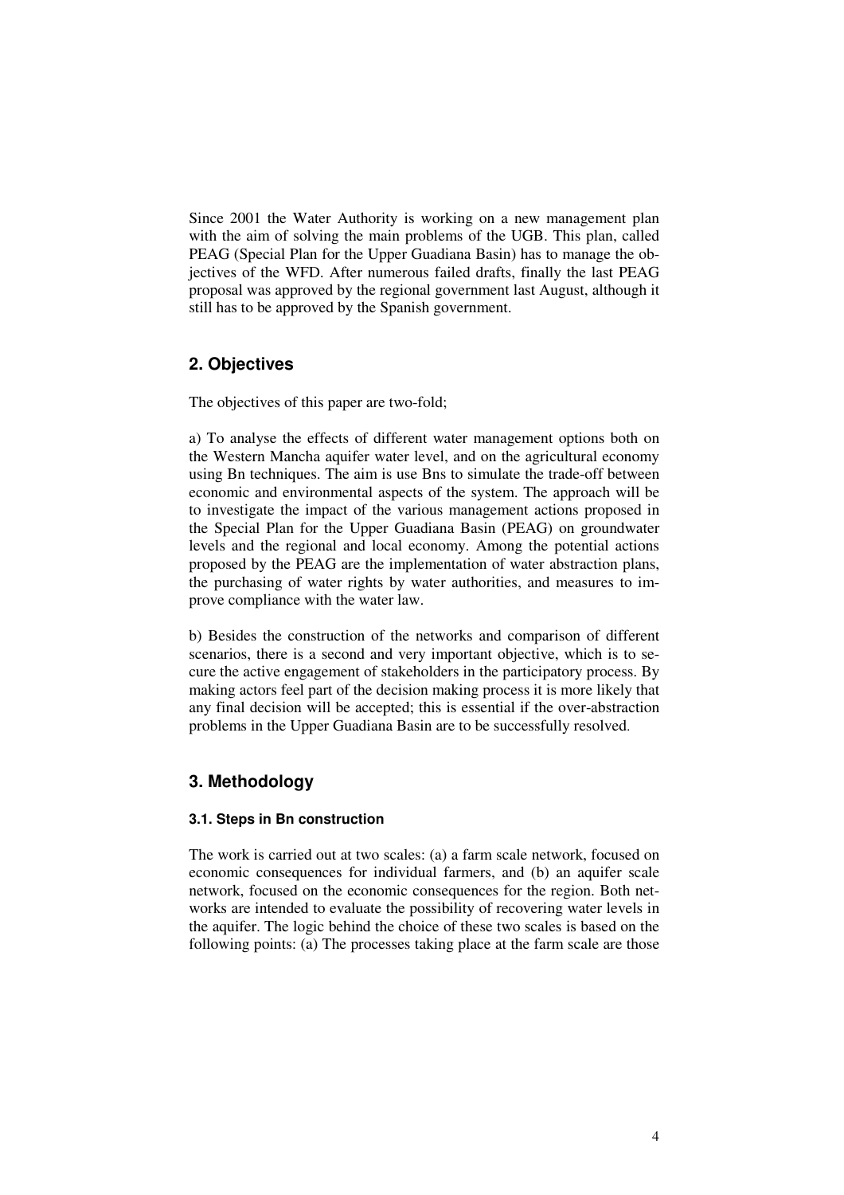Since 2001 the Water Authority is working on a new management plan with the aim of solving the main problems of the UGB. This plan, called PEAG (Special Plan for the Upper Guadiana Basin) has to manage the objectives of the WFD. After numerous failed drafts, finally the last PEAG proposal was approved by the regional government last August, although it still has to be approved by the Spanish government.

## 2. Objectives

The objectives of this paper are two-fold;

a) To analyse the effects of different water management options both on the Western Mancha aquifer water level, and on the agricultural economy using Bn techniques. The aim is use Bns to simulate the trade-off between economic and environmental aspects of the system. The approach will be to investigate the impact of the various management actions proposed in the Special Plan for the Upper Guadiana Basin (PEAG) on groundwater levels and the regional and local economy. Among the potential actions proposed by the PEAG are the implementation of water abstraction plans, the purchasing of water rights by water authorities, and measures to improve compliance with the water law.

b) Besides the construction of the networks and comparison of different scenarios, there is a second and very important objective, which is to secure the active engagement of stakeholders in the participatory process. By making actors feel part of the decision making process it is more likely that any final decision will be accepted; this is essential if the over-abstraction problems in the Upper Guadiana Basin are to be successfully resolved.

## 3. Methodology

### 3.1. Steps in Bn construction

The work is carried out at two scales: (a) a farm scale network, focused on economic consequences for individual farmers, and (b) an aquifer scale network, focused on the economic consequences for the region. Both networks are intended to evaluate the possibility of recovering water levels in the aquifer. The logic behind the choice of these two scales is based on the following points: (a) The processes taking place at the farm scale are those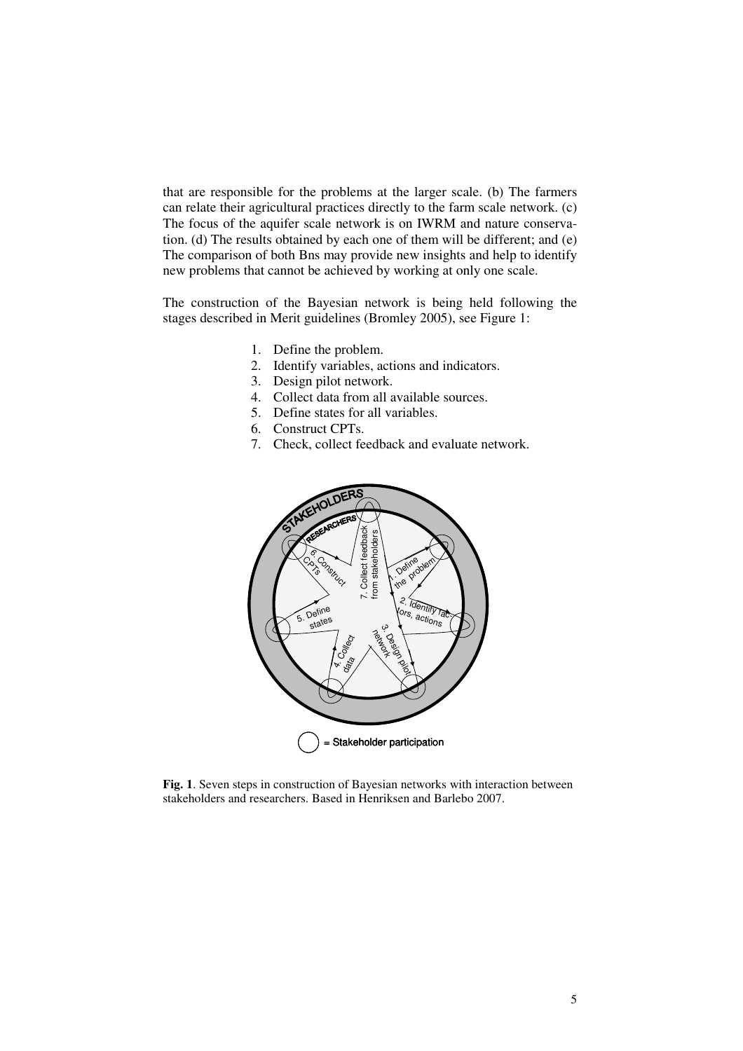that are responsible for the problems at the larger scale. (b) The farmers can relate their agricultural practices directly to the farm scale network. (c) The focus of the aquifer scale network is on IWRM and nature conservation. (d) The results obtained by each one of them will be different; and (e) The comparison of both Bns may provide new insights and help to identify new problems that cannot be achieved by working at only one scale.

The construction of the Bayesian network is being held following the stages described in Merit guidelines (Bromley 2005), see Figure 1:

1. Define the problem.
2. Identify variables, actions and indicators.
3. Design pilot network.
4. Collect data from all available sources.
5. Define states for all variables.
6. Construct CPTs.
7. Check, collect feedback and evaluate network.

STAKEHOLDERS

RESEARCHERS

1. Define the problem

2. Identify factors, actions

3. Design pilot network

4. Collect data

5. Define states

6. Construct CPTs

7. Collect feedback from stakeholders

= Stakeholder participation

**Fig. 1**. Seven steps in construction of Bayesian networks with interaction between stakeholders and researchers. Based in Henriksen and Barlebo 2007.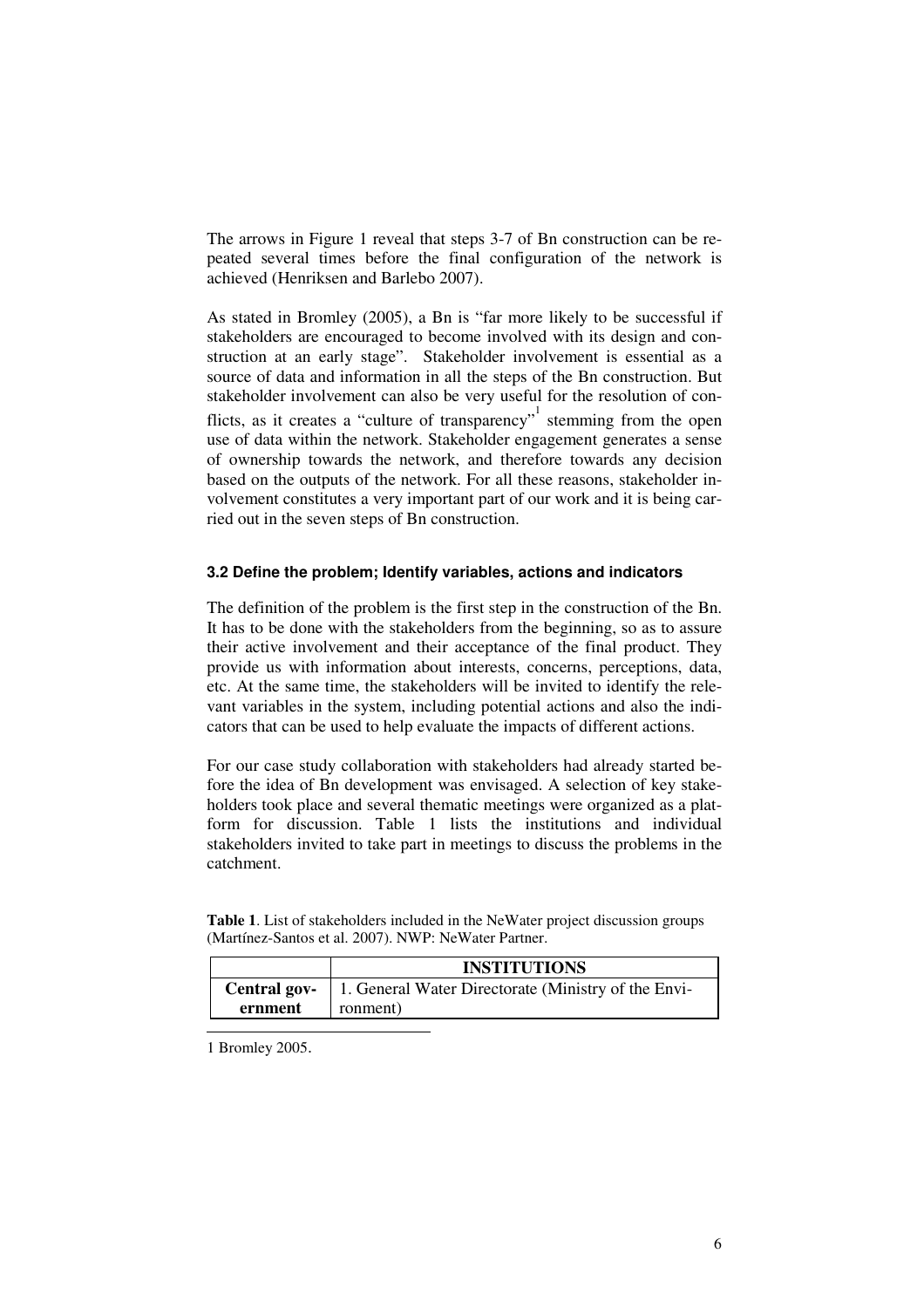The arrows in Figure 1 reveal that steps 3-7 of Bn construction can be repeated several times before the final configuration of the network is achieved (Henriksen and Barlebo 2007).

As stated in Bromley (2005), a Bn is "far more likely to be successful if stakeholders are encouraged to become involved with its design and construction at an early stage". Stakeholder involvement is essential as a source of data and information in all the steps of the Bn construction. But stakeholder involvement can also be very useful for the resolution of conflicts, as it creates a "culture of transparency"[1] stemming from the open use of data within the network. Stakeholder engagement generates a sense of ownership towards the network, and therefore towards any decision based on the outputs of the network. For all these reasons, stakeholder involvement constitutes a very important part of our work and it is being carried out in the seven steps of Bn construction.

### 3.2 Define the problem; Identify variables, actions and indicators

The definition of the problem is the first step in the construction of the Bn. It has to be done with the stakeholders from the beginning, so as to assure their active involvement and their acceptance of the final product. They provide us with information about interests, concerns, perceptions, data, etc. At the same time, the stakeholders will be invited to identify the relevant variables in the system, including potential actions and also the indicators that can be used to help evaluate the impacts of different actions.

For our case study collaboration with stakeholders had already started before the idea of Bn development was envisaged. A selection of key stakeholders took place and several thematic meetings were organized as a platform for discussion. Table 1 lists the institutions and individual stakeholders invited to take part in meetings to discuss the problems in the catchment.

**Table 1**. List of stakeholders included in the NeWater project discussion groups (Martínez-Santos et al. 2007). NWP: NeWater Partner.

| | **INSTITUTIONS** |
|---|---|
| **Central government** | 1. General Water Directorate (Ministry of the Environment) |

1 Bromley 2005.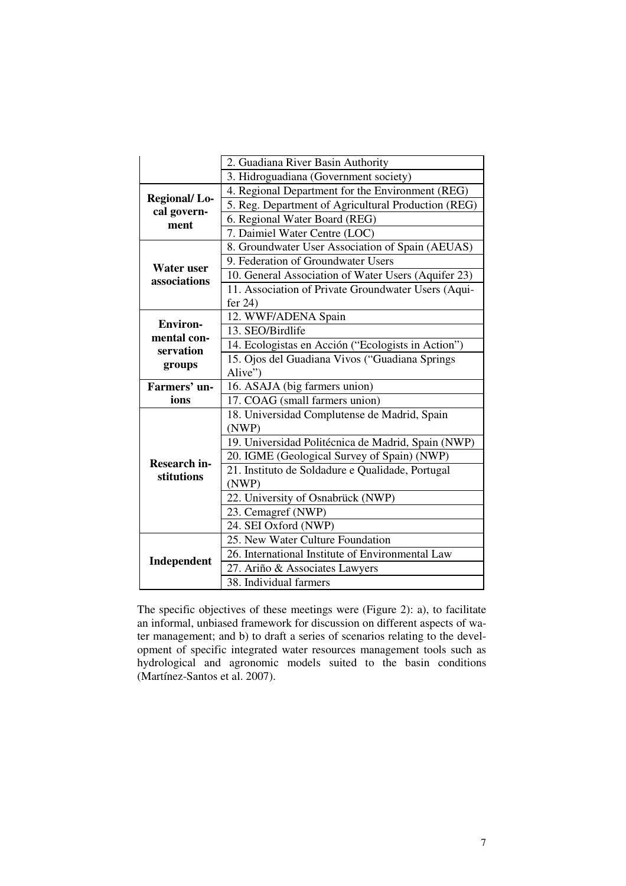| | |
|---|---|
| | 2. Guadiana River Basin Authority |
| | 3. Hidroguadiana (Government society) |
| **Regional/ Local government** | 4. Regional Department for the Environment (REG) |
| | 5. Reg. Department of Agricultural Production (REG) |
| | 6. Regional Water Board (REG) |
| | 7. Daimiel Water Centre (LOC) |
| **Water user associations** | 8. Groundwater User Association of Spain (AEUAS) |
| | 9. Federation of Groundwater Users |
| | 10. General Association of Water Users (Aquifer 23) |
| | 11. Association of Private Groundwater Users (Aquifer 24) |
| **Environmental conservation groups** | 12. WWF/ADENA Spain |
| | 13. SEO/Birdlife |
| | 14. Ecologistas en Acción ("Ecologists in Action") |
| | 15. Ojos del Guadiana Vivos ("Guadiana Springs Alive") |
| **Farmers' unions** | 16. ASAJA (big farmers union) |
| | 17. COAG (small farmers union) |
| **Research institutions** | 18. Universidad Complutense de Madrid, Spain (NWP) |
| | 19. Universidad Politécnica de Madrid, Spain (NWP) |
| | 20. IGME (Geological Survey of Spain) (NWP) |
| | 21. Instituto de Soldadure e Qualidade, Portugal (NWP) |
| | 22. University of Osnabrück (NWP) |
| | 23. Cemagref (NWP) |
| | 24. SEI Oxford (NWP) |
| **Independent** | 25. New Water Culture Foundation |
| | 26. International Institute of Environmental Law |
| | 27. Ariño & Associates Lawyers |
| | 38. Individual farmers |

The specific objectives of these meetings were (Figure 2): a), to facilitate an informal, unbiased framework for discussion on different aspects of water management; and b) to draft a series of scenarios relating to the development of specific integrated water resources management tools such as hydrological and agronomic models suited to the basin conditions (Martínez-Santos et al. 2007).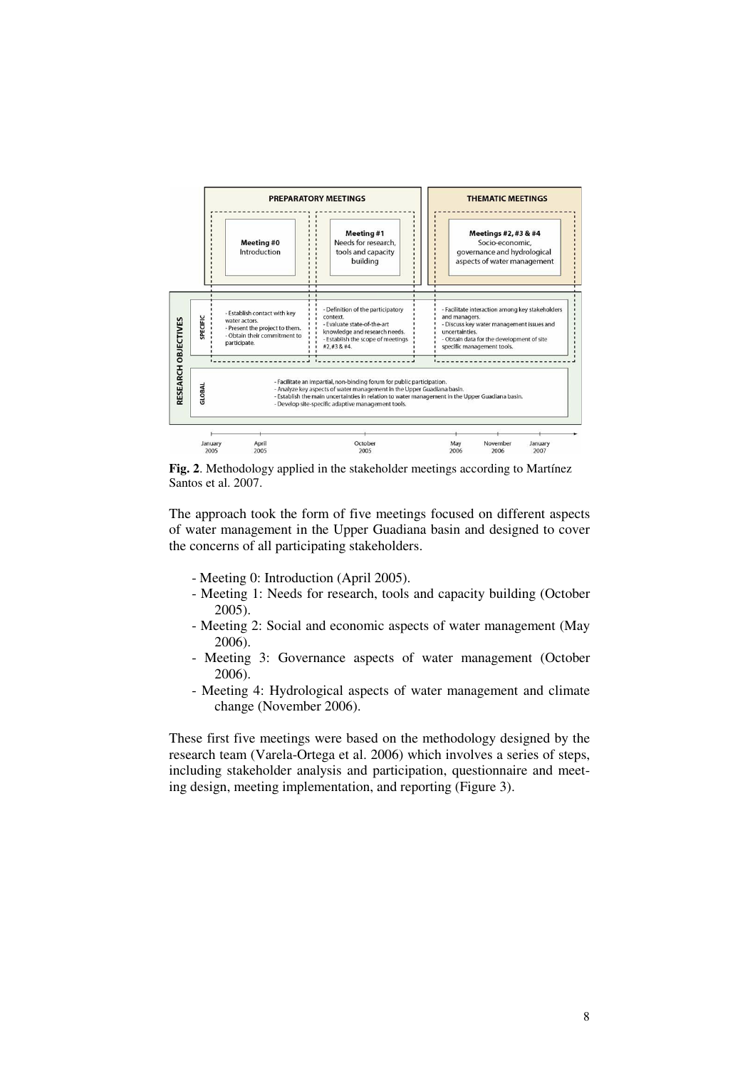PREPARATORY MEETINGS

THEMATIC MEETINGS

Meeting #0
Introduction

Meeting #1
Needs for research, tools and capacity building

Meetings #2, #3 & #4
Socio-economic, governance and hydrological aspects of water management

RESEARCH OBJECTIVES

SPECIFIC

- Establish contact with key water actors.
- Present the project to them.
- Obtain their commitment to participate.

- Definition of the participatory context.
- Evaluate state-of-the-art knowledge and research needs.
- Establish the scope of meetings #2, #3 & #4.

- Facilitate interaction among key stakeholders and managers.
- Discuss key water management issues and uncertainties.
- Obtain data for the development of site specific management tools.

GLOBAL

- Facilitate an impartial, non-binding forum for public participation.
- Analyze key aspects of water management in the Upper Guadiana basin.
- Establish the main uncertainties in relation to water management in the Upper Guadiana basin.
- Develop site-specific adaptive management tools.

January 2005
April 2005
October 2005
May 2006
November 2006
January 2007

**Fig. 2**. Methodology applied in the stakeholder meetings according to Martínez Santos et al. 2007.

The approach took the form of five meetings focused on different aspects of water management in the Upper Guadiana basin and designed to cover the concerns of all participating stakeholders.

- Meeting 0: Introduction (April 2005).
- Meeting 1: Needs for research, tools and capacity building (October 2005).
- Meeting 2: Social and economic aspects of water management (May 2006).
- Meeting 3: Governance aspects of water management (October 2006).
- Meeting 4: Hydrological aspects of water management and climate change (November 2006).

These first five meetings were based on the methodology designed by the research team (Varela-Ortega et al. 2006) which involves a series of steps, including stakeholder analysis and participation, questionnaire and meeting design, meeting implementation, and reporting (Figure 3).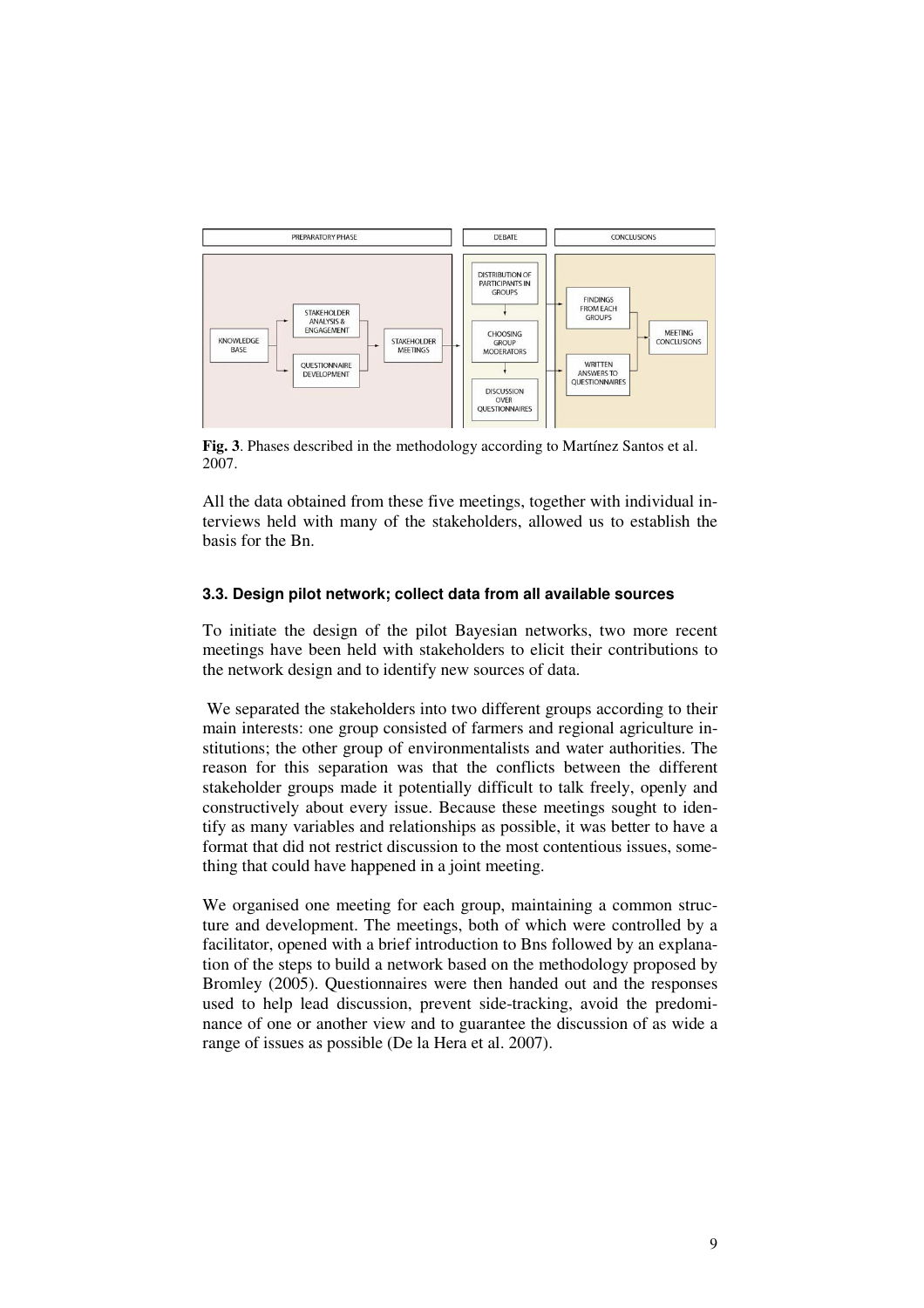PREPARATORY PHASE

DEBATE

CONCLUSIONS

KNOWLEDGE BASE

STAKEHOLDER ANALYSIS & ENGAGEMENT

QUESTIONNAIRE DEVELOPMENT

STAKEHOLDER MEETINGS

DISTRIBUTION OF PARTICIPANTS IN GROUPS

CHOOSING GROUP MODERATORS

DISCUSSION OVER QUESTIONNAIRES

FINDINGS FROM EACH GROUPS

WRITTEN ANSWERS TO QUESTIONNAIRES

MEETING CONCLUSIONS

**Fig. 3**. Phases described in the methodology according to Martínez Santos et al. 2007.

All the data obtained from these five meetings, together with individual interviews held with many of the stakeholders, allowed us to establish the basis for the Bn.

### 3.3. Design pilot network; collect data from all available sources

To initiate the design of the pilot Bayesian networks, two more recent meetings have been held with stakeholders to elicit their contributions to the network design and to identify new sources of data.

We separated the stakeholders into two different groups according to their main interests: one group consisted of farmers and regional agriculture institutions; the other group of environmentalists and water authorities. The reason for this separation was that the conflicts between the different stakeholder groups made it potentially difficult to talk freely, openly and constructively about every issue. Because these meetings sought to identify as many variables and relationships as possible, it was better to have a format that did not restrict discussion to the most contentious issues, something that could have happened in a joint meeting.

We organised one meeting for each group, maintaining a common structure and development. The meetings, both of which were controlled by a facilitator, opened with a brief introduction to Bns followed by an explanation of the steps to build a network based on the methodology proposed by Bromley (2005). Questionnaires were then handed out and the responses used to help lead discussion, prevent side-tracking, avoid the predominance of one or another view and to guarantee the discussion of as wide a range of issues as possible (De la Hera et al. 2007).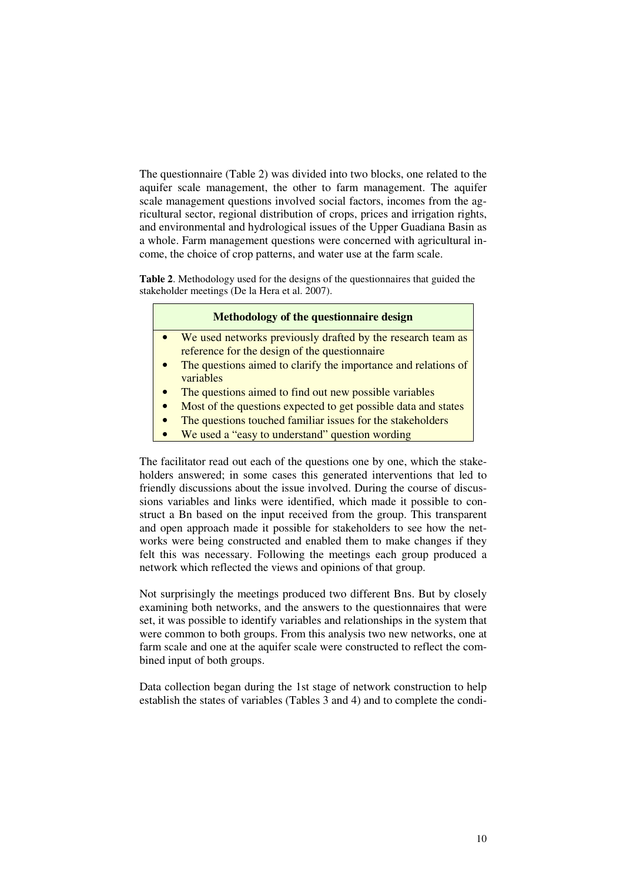The questionnaire (Table 2) was divided into two blocks, one related to the aquifer scale management, the other to farm management. The aquifer scale management questions involved social factors, incomes from the agricultural sector, regional distribution of crops, prices and irrigation rights, and environmental and hydrological issues of the Upper Guadiana Basin as a whole. Farm management questions were concerned with agricultural income, the choice of crop patterns, and water use at the farm scale.

**Table 2**. Methodology used for the designs of the questionnaires that guided the stakeholder meetings (De la Hera et al. 2007).

| **Methodology of the questionnaire design** |
| --- |
| • We used networks previously drafted by the research team as reference for the design of the questionnaire |
| • The questions aimed to clarify the importance and relations of variables |
| • The questions aimed to find out new possible variables |
| • Most of the questions expected to get possible data and states |
| • The questions touched familiar issues for the stakeholders |
| • We used a "easy to understand" question wording |

The facilitator read out each of the questions one by one, which the stakeholders answered; in some cases this generated interventions that led to friendly discussions about the issue involved. During the course of discussions variables and links were identified, which made it possible to construct a Bn based on the input received from the group. This transparent and open approach made it possible for stakeholders to see how the networks were being constructed and enabled them to make changes if they felt this was necessary. Following the meetings each group produced a network which reflected the views and opinions of that group.

Not surprisingly the meetings produced two different Bns. But by closely examining both networks, and the answers to the questionnaires that were set, it was possible to identify variables and relationships in the system that were common to both groups. From this analysis two new networks, one at farm scale and one at the aquifer scale were constructed to reflect the combined input of both groups.

Data collection began during the 1st stage of network construction to help establish the states of variables (Tables 3 and 4) and to complete the condi-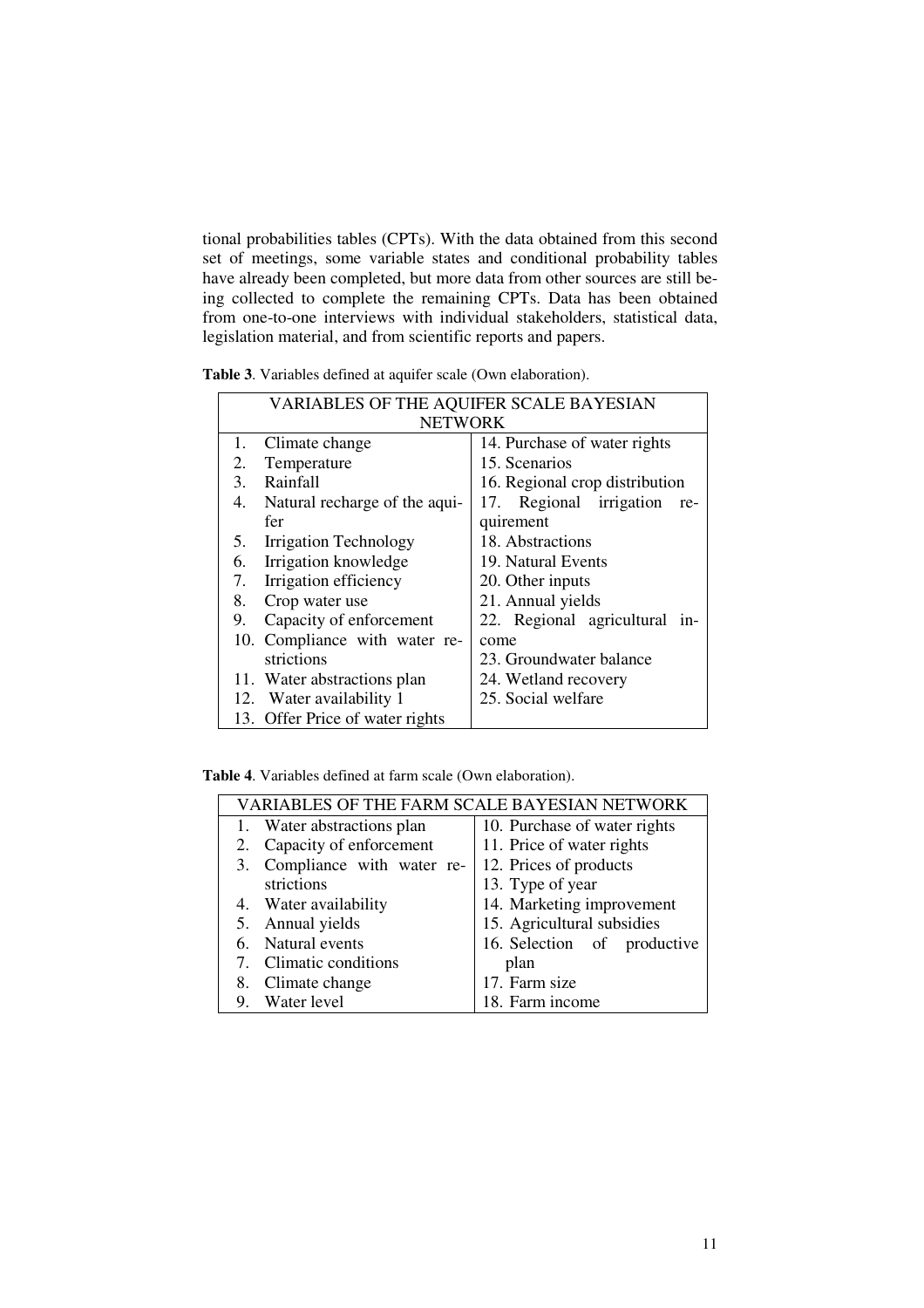tional probabilities tables (CPTs). With the data obtained from this second set of meetings, some variable states and conditional probability tables have already been completed, but more data from other sources are still being collected to complete the remaining CPTs. Data has been obtained from one-to-one interviews with individual stakeholders, statistical data, legislation material, and from scientific reports and papers.

**Table 3**. Variables defined at aquifer scale (Own elaboration).

| VARIABLES OF THE AQUIFER SCALE BAYESIAN NETWORK | |
|---|---|
| 1. Climate change | 14. Purchase of water rights |
| 2. Temperature | 15. Scenarios |
| 3. Rainfall | 16. Regional crop distribution |
| 4. Natural recharge of the aquifer | 17. Regional irrigation requirement |
| 5. Irrigation Technology | 18. Abstractions |
| 6. Irrigation knowledge | 19. Natural Events |
| 7. Irrigation efficiency | 20. Other inputs |
| 8. Crop water use | 21. Annual yields |
| 9. Capacity of enforcement | 22. Regional agricultural income |
| 10. Compliance with water restrictions | 23. Groundwater balance |
| 11. Water abstractions plan | 24. Wetland recovery |
| 12. Water availability 1 | 25. Social welfare |
| 13. Offer Price of water rights | |

**Table 4**. Variables defined at farm scale (Own elaboration).

| VARIABLES OF THE FARM SCALE BAYESIAN NETWORK | |
|---|---|
| 1. Water abstractions plan | 10. Purchase of water rights |
| 2. Capacity of enforcement | 11. Price of water rights |
| 3. Compliance with water restrictions | 12. Prices of products |
| | 13. Type of year |
| 4. Water availability | 14. Marketing improvement |
| 5. Annual yields | 15. Agricultural subsidies |
| 6. Natural events | 16. Selection of productive plan |
| 7. Climatic conditions | |
| 8. Climate change | 17. Farm size |
| 9. Water level | 18. Farm income |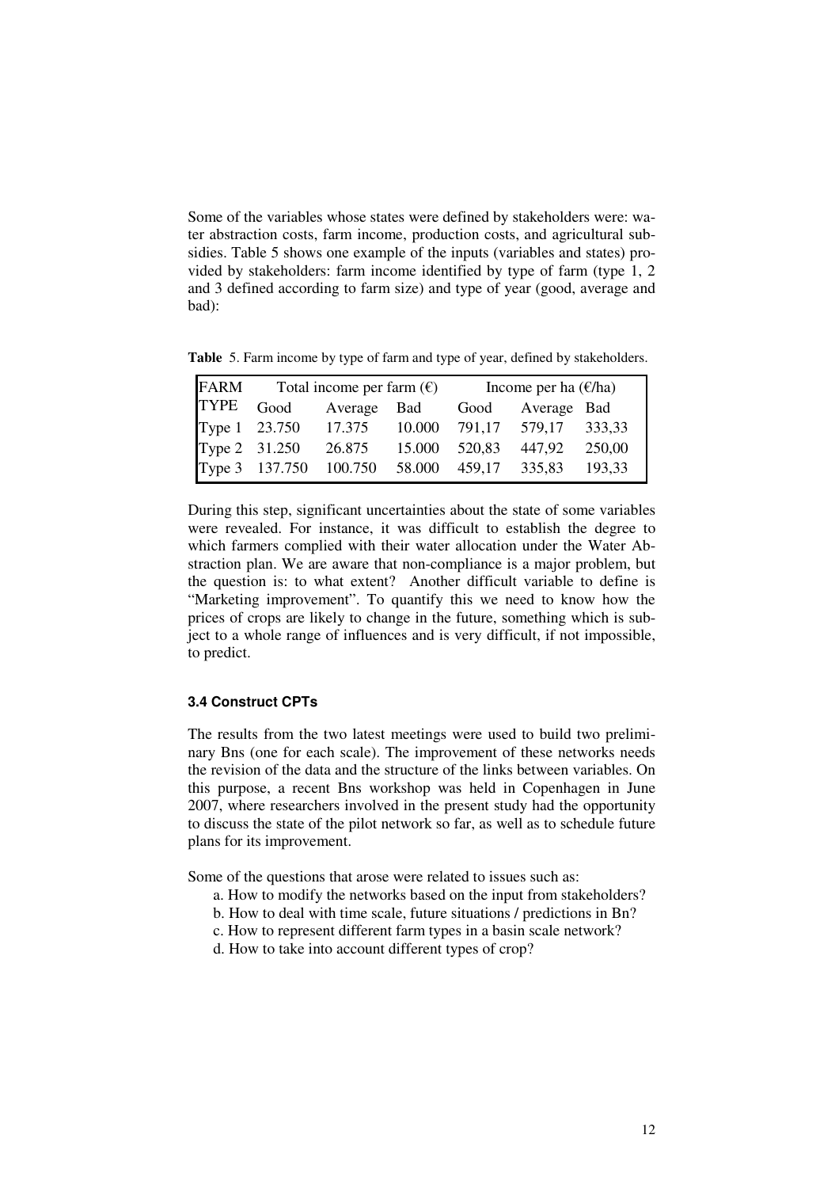Some of the variables whose states were defined by stakeholders were: water abstraction costs, farm income, production costs, and agricultural subsidies. Table 5 shows one example of the inputs (variables and states) provided by stakeholders: farm income identified by type of farm (type 1, 2 and 3 defined according to farm size) and type of year (good, average and bad):

**Table** 5. Farm income by type of farm and type of year, defined by stakeholders.

| FARM TYPE | Total income per farm (€) | | | Income per ha (€/ha) | | |
|---|---|---|---|---|---|---|
| | Good | Average | Bad | Good | Average | Bad |
| Type 1 | 23.750 | 17.375 | 10.000 | 791,17 | 579,17 | 333,33 |
| Type 2 | 31.250 | 26.875 | 15.000 | 520,83 | 447,92 | 250,00 |
| Type 3 | 137.750 | 100.750 | 58.000 | 459,17 | 335,83 | 193,33 |

During this step, significant uncertainties about the state of some variables were revealed. For instance, it was difficult to establish the degree to which farmers complied with their water allocation under the Water Abstraction plan. We are aware that non-compliance is a major problem, but the question is: to what extent? Another difficult variable to define is "Marketing improvement". To quantify this we need to know how the prices of crops are likely to change in the future, something which is subject to a whole range of influences and is very difficult, if not impossible, to predict.

### 3.4 Construct CPTs

The results from the two latest meetings were used to build two preliminary Bns (one for each scale). The improvement of these networks needs the revision of the data and the structure of the links between variables. On this purpose, a recent Bns workshop was held in Copenhagen in June 2007, where researchers involved in the present study had the opportunity to discuss the state of the pilot network so far, as well as to schedule future plans for its improvement.

Some of the questions that arose were related to issues such as:

a. How to modify the networks based on the input from stakeholders?
b. How to deal with time scale, future situations / predictions in Bn?
c. How to represent different farm types in a basin scale network?
d. How to take into account different types of crop?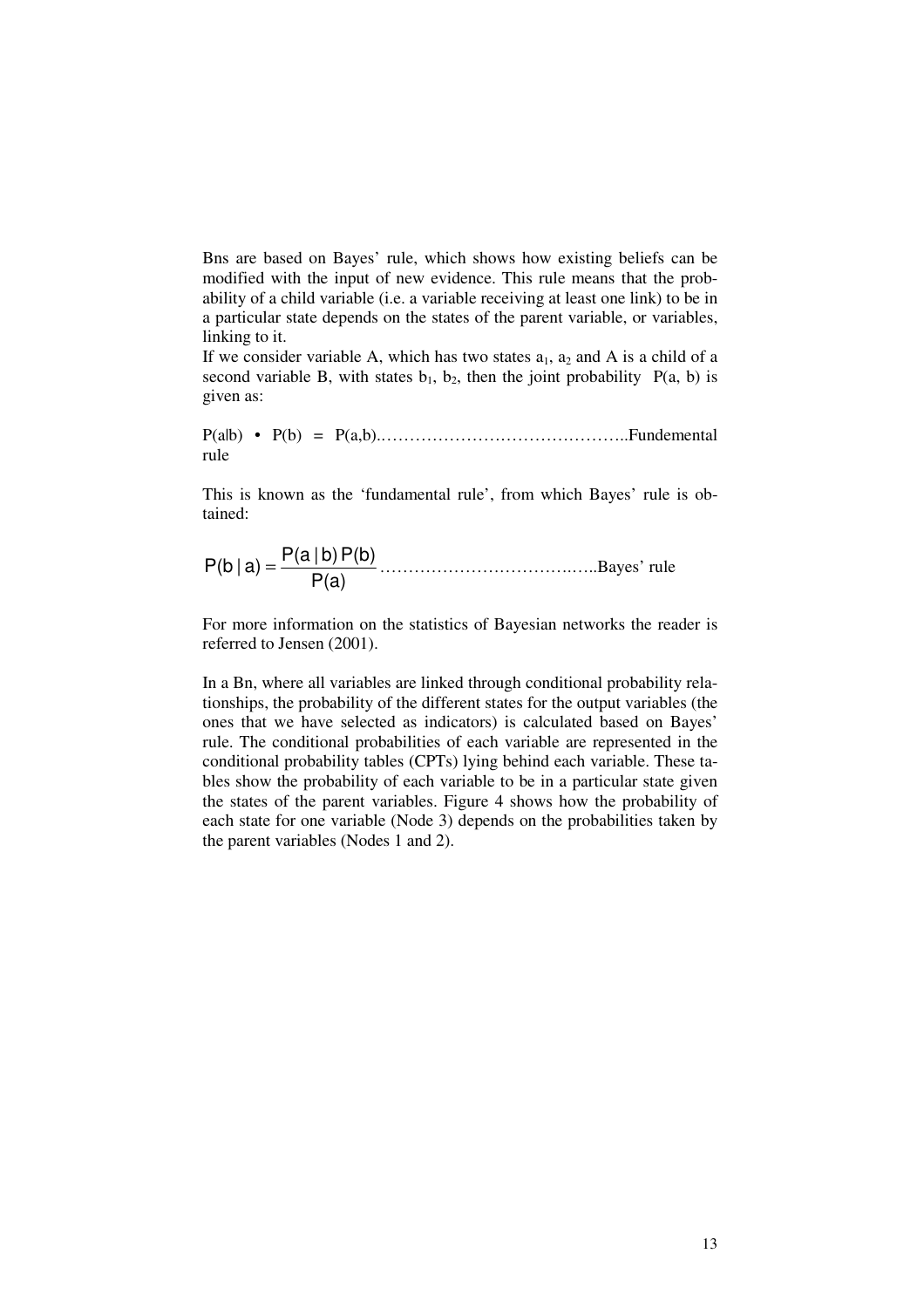Bns are based on Bayes' rule, which shows how existing beliefs can be modified with the input of new evidence. This rule means that the probability of a child variable (i.e. a variable receiving at least one link) to be in a particular state depends on the states of the parent variable, or variables, linking to it.

If we consider variable A, which has two states $a_1$, $a_2$ and A is a child of a second variable B, with states $b_1$, $b_2$, then the joint probability P(a, b) is given as:

$$P(a|b) \bullet P(b) = P(a,b) \text{ .........................................Fundemental rule}$$

This is known as the 'fundamental rule', from which Bayes' rule is obtained:

$$P(b \mid a) = \frac{P(a \mid b)\,P(b)}{P(a)} \text{ ...................................Bayes' rule}$$

For more information on the statistics of Bayesian networks the reader is referred to Jensen (2001).

In a Bn, where all variables are linked through conditional probability relationships, the probability of the different states for the output variables (the ones that we have selected as indicators) is calculated based on Bayes' rule. The conditional probabilities of each variable are represented in the conditional probability tables (CPTs) lying behind each variable. These tables show the probability of each variable to be in a particular state given the states of the parent variables. Figure 4 shows how the probability of each state for one variable (Node 3) depends on the probabilities taken by the parent variables (Nodes 1 and 2).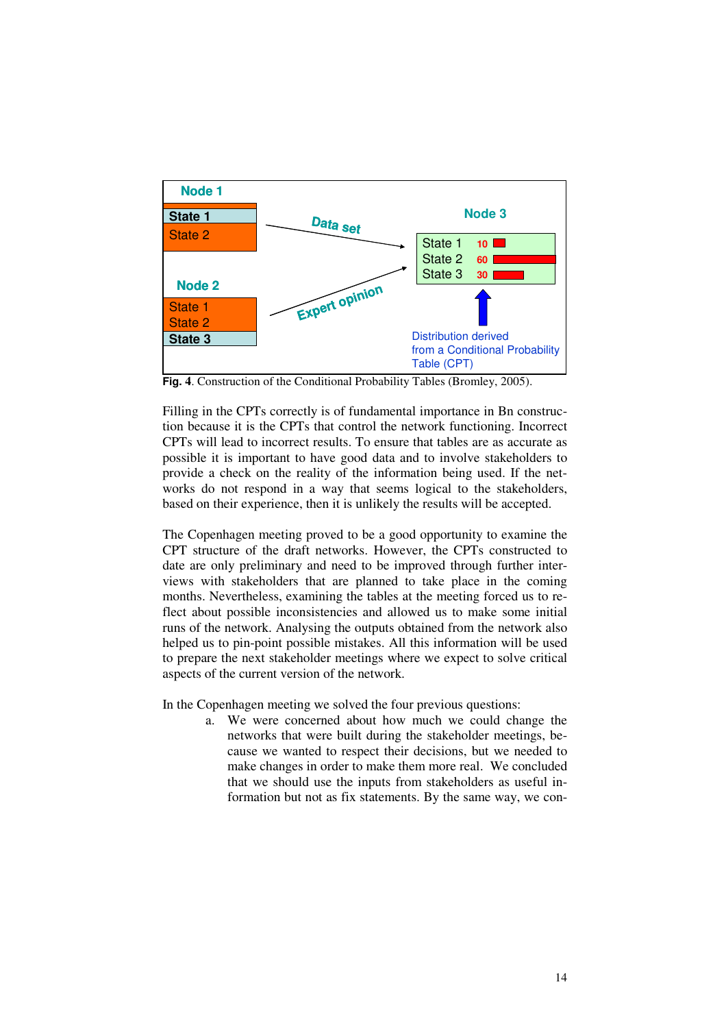Node 1

State 1
State 2

Data set

Node 2

State 1
State 2
State 3

Expert opinion

Node 3

State 1 10
State 2 60
State 3 30

Distribution derived from a Conditional Probability Table (CPT)

**Fig. 4**. Construction of the Conditional Probability Tables (Bromley, 2005).

Filling in the CPTs correctly is of fundamental importance in Bn construction because it is the CPTs that control the network functioning. Incorrect CPTs will lead to incorrect results. To ensure that tables are as accurate as possible it is important to have good data and to involve stakeholders to provide a check on the reality of the information being used. If the networks do not respond in a way that seems logical to the stakeholders, based on their experience, then it is unlikely the results will be accepted.

The Copenhagen meeting proved to be a good opportunity to examine the CPT structure of the draft networks. However, the CPTs constructed to date are only preliminary and need to be improved through further interviews with stakeholders that are planned to take place in the coming months. Nevertheless, examining the tables at the meeting forced us to reflect about possible inconsistencies and allowed us to make some initial runs of the network. Analysing the outputs obtained from the network also helped us to pin-point possible mistakes. All this information will be used to prepare the next stakeholder meetings where we expect to solve critical aspects of the current version of the network.

In the Copenhagen meeting we solved the four previous questions:

a. We were concerned about how much we could change the networks that were built during the stakeholder meetings, because we wanted to respect their decisions, but we needed to make changes in order to make them more real. We concluded that we should use the inputs from stakeholders as useful information but not as fix statements. By the same way, we con-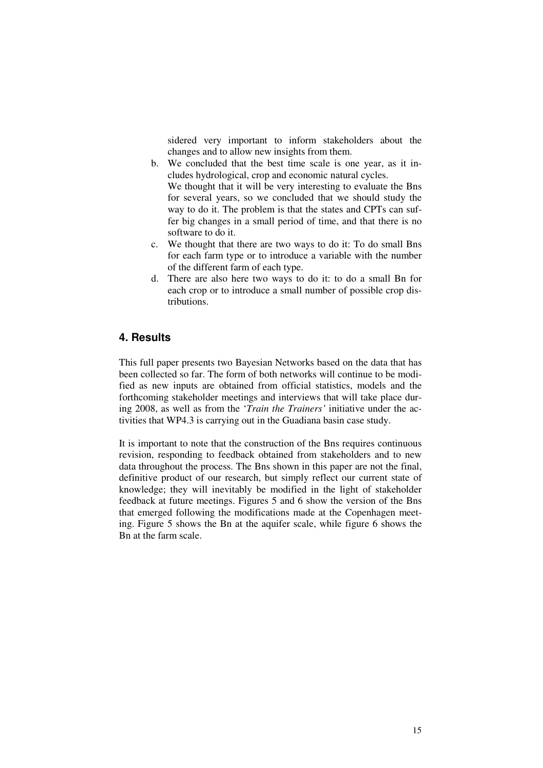sidered very important to inform stakeholders about the changes and to allow new insights from them.

b. We concluded that the best time scale is one year, as it includes hydrological, crop and economic natural cycles.
   We thought that it will be very interesting to evaluate the Bns for several years, so we concluded that we should study the way to do it. The problem is that the states and CPTs can suffer big changes in a small period of time, and that there is no software to do it.
c. We thought that there are two ways to do it: To do small Bns for each farm type or to introduce a variable with the number of the different farm of each type.
d. There are also here two ways to do it: to do a small Bn for each crop or to introduce a small number of possible crop distributions.

## 4. Results

This full paper presents two Bayesian Networks based on the data that has been collected so far. The form of both networks will continue to be modified as new inputs are obtained from official statistics, models and the forthcoming stakeholder meetings and interviews that will take place during 2008, as well as from the '*Train the Trainers'* initiative under the activities that WP4.3 is carrying out in the Guadiana basin case study.

It is important to note that the construction of the Bns requires continuous revision, responding to feedback obtained from stakeholders and to new data throughout the process. The Bns shown in this paper are not the final, definitive product of our research, but simply reflect our current state of knowledge; they will inevitably be modified in the light of stakeholder feedback at future meetings. Figures 5 and 6 show the version of the Bns that emerged following the modifications made at the Copenhagen meeting. Figure 5 shows the Bn at the aquifer scale, while figure 6 shows the Bn at the farm scale.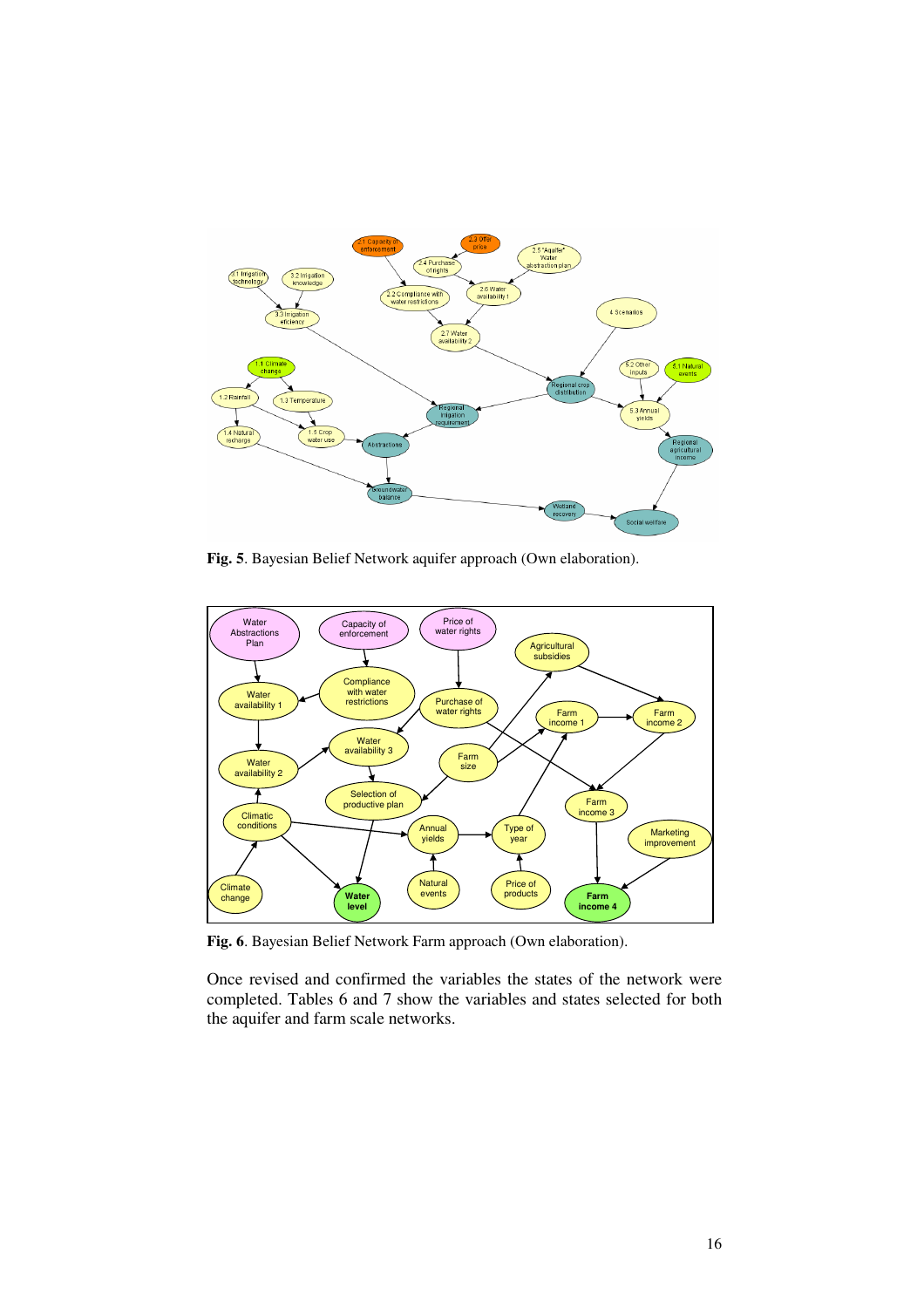3.1 Irrigation technology

3.2 Irrigation knowledge

3.3 Irrigation efficiency

2.1 Capacity of enforcement

2.3 Offer price

2.4 Purchase of rights

2.5 "Aquifer" Water abstraction plan

2.2 Compliance with water restrictions

2.6 Water availability 1

2.7 Water availability 2

4 Scenarios

1.1 Climate change

1.2 Rainfall

1.3 Temperature

1.4 Natural recharge

1.5 Crop water use

Regional irrigation requirement

Regional crop distribution

5.2 Other inputs

5.1 Natural events

5.3 Annual yields

Regional agricultural income

Abstractions

Groundwater balance

Wetland recovery

Social welfare

**Fig. 5**. Bayesian Belief Network aquifer approach (Own elaboration).

Water Abstractions Plan

Capacity of enforcement

Price of water rights

Agricultural subsidies

Water availability 1

Compliance with water restrictions

Purchase of water rights

Farm income 1

Farm income 2

Water availability 3

Water availability 2

Farm size

Selection of productive plan

Farm income 3

Climatic conditions

Annual yields

Type of year

Marketing improvement

Climate change

Water level

Natural events

Price of products

Farm income 4

**Fig. 6**. Bayesian Belief Network Farm approach (Own elaboration).

Once revised and confirmed the variables the states of the network were completed. Tables 6 and 7 show the variables and states selected for both the aquifer and farm scale networks.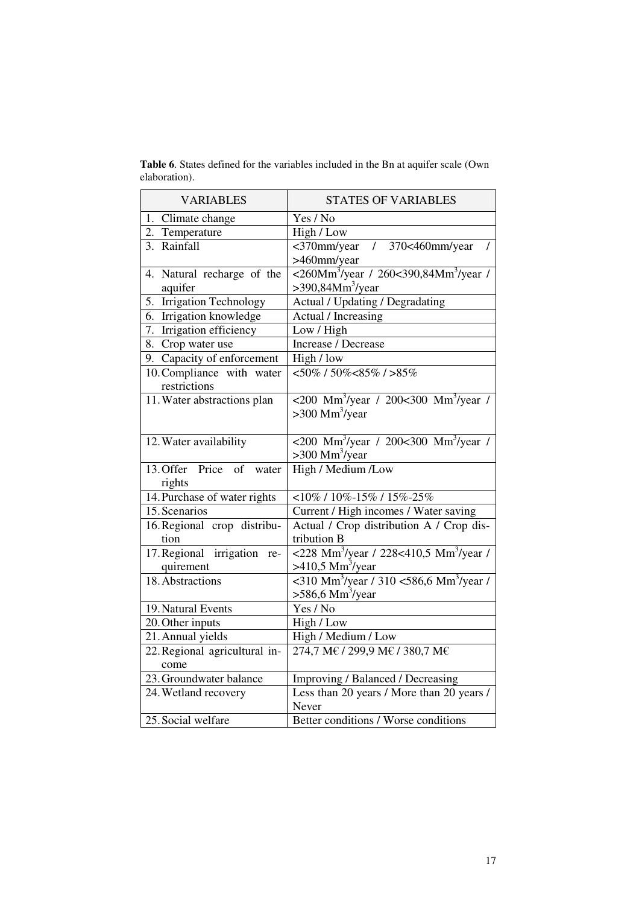**Table 6**. States defined for the variables included in the Bn at aquifer scale (Own elaboration).

| VARIABLES | STATES OF VARIABLES |
|---|---|
| 1. Climate change | Yes / No |
| 2. Temperature | High / Low |
| 3. Rainfall | <370mm/year / 370<460mm/year / >460mm/year |
| 4. Natural recharge of the aquifer | <260Mm$^3$/year / 260<390,84Mm$^3$/year / >390,84Mm$^3$/year |
| 5. Irrigation Technology | Actual / Updating / Degradating |
| 6. Irrigation knowledge | Actual / Increasing |
| 7. Irrigation efficiency | Low / High |
| 8. Crop water use | Increase / Decrease |
| 9. Capacity of enforcement | High / low |
| 10. Compliance with water restrictions | <50% / 50%<85% / >85% |
| 11. Water abstractions plan | <200 Mm$^3$/year / 200<300 Mm$^3$/year / >300 Mm$^3$/year |
| 12. Water availability | <200 Mm$^3$/year / 200<300 Mm$^3$/year / >300 Mm$^3$/year |
| 13. Offer Price of water rights | High / Medium /Low |
| 14. Purchase of water rights | <10% / 10%-15% / 15%-25% |
| 15. Scenarios | Current / High incomes / Water saving |
| 16. Regional crop distribution | Actual / Crop distribution A / Crop distribution B |
| 17. Regional irrigation requirement | <228 Mm$^3$/year / 228<410,5 Mm$^3$/year / >410,5 Mm$^3$/year |
| 18. Abstractions | <310 Mm$^3$/year / 310 <586,6 Mm$^3$/year / >586,6 Mm$^3$/year |
| 19. Natural Events | Yes / No |
| 20. Other inputs | High / Low |
| 21. Annual yields | High / Medium / Low |
| 22. Regional agricultural income | 274,7 M€ / 299,9 M€ / 380,7 M€ |
| 23. Groundwater balance | Improving / Balanced / Decreasing |
| 24. Wetland recovery | Less than 20 years / More than 20 years / Never |
| 25. Social welfare | Better conditions / Worse conditions |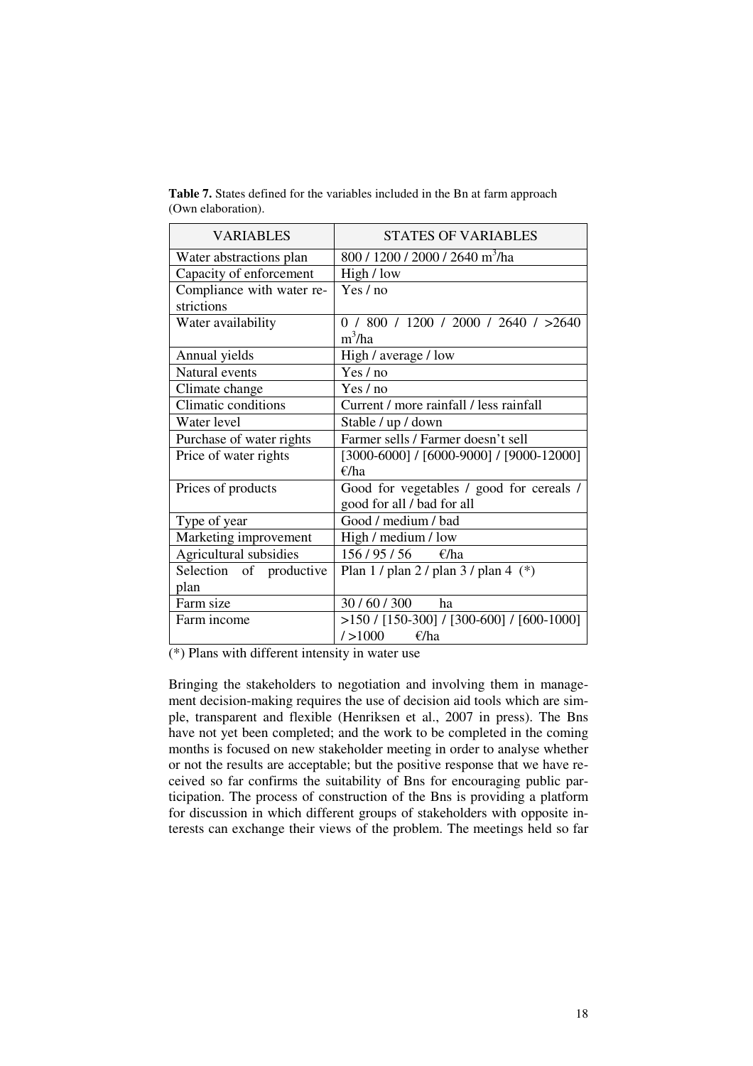**Table 7.** States defined for the variables included in the Bn at farm approach (Own elaboration).

| VARIABLES | STATES OF VARIABLES |
|---|---|
| Water abstractions plan | 800 / 1200 / 2000 / 2640 $m^3$/ha |
| Capacity of enforcement | High / low |
| Compliance with water restrictions | Yes / no |
| Water availability | 0 / 800 / 1200 / 2000 / 2640 / >2640 $m^3$/ha |
| Annual yields | High / average / low |
| Natural events | Yes / no |
| Climate change | Yes / no |
| Climatic conditions | Current / more rainfall / less rainfall |
| Water level | Stable / up / down |
| Purchase of water rights | Farmer sells / Farmer doesn't sell |
| Price of water rights | [3000-6000] / [6000-9000] / [9000-12000] €/ha |
| Prices of products | Good for vegetables / good for cereals / good for all / bad for all |
| Type of year | Good / medium / bad |
| Marketing improvement | High / medium / low |
| Agricultural subsidies | 156 / 95 / 56 €/ha |
| Selection of productive plan | Plan 1 / plan 2 / plan 3 / plan 4 (*) |
| Farm size | 30 / 60 / 300 ha |
| Farm income | >150 / [150-300] / [300-600] / [600-1000] / >1000 €/ha |

(*) Plans with different intensity in water use

Bringing the stakeholders to negotiation and involving them in management decision-making requires the use of decision aid tools which are simple, transparent and flexible (Henriksen et al., 2007 in press). The Bns have not yet been completed; and the work to be completed in the coming months is focused on new stakeholder meeting in order to analyse whether or not the results are acceptable; but the positive response that we have received so far confirms the suitability of Bns for encouraging public participation. The process of construction of the Bns is providing a platform for discussion in which different groups of stakeholders with opposite interests can exchange their views of the problem. The meetings held so far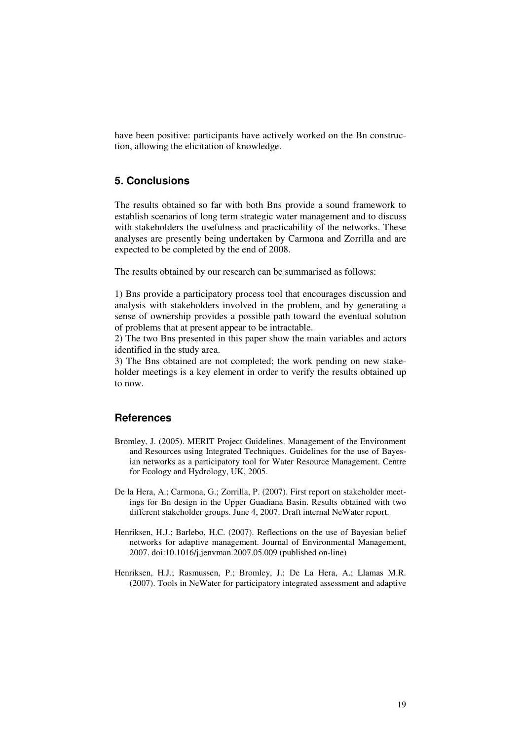have been positive: participants have actively worked on the Bn construction, allowing the elicitation of knowledge.

## 5. Conclusions

The results obtained so far with both Bns provide a sound framework to establish scenarios of long term strategic water management and to discuss with stakeholders the usefulness and practicability of the networks. These analyses are presently being undertaken by Carmona and Zorrilla and are expected to be completed by the end of 2008.

The results obtained by our research can be summarised as follows:

1) Bns provide a participatory process tool that encourages discussion and analysis with stakeholders involved in the problem, and by generating a sense of ownership provides a possible path toward the eventual solution of problems that at present appear to be intractable.
2) The two Bns presented in this paper show the main variables and actors identified in the study area.
3) The Bns obtained are not completed; the work pending on new stakeholder meetings is a key element in order to verify the results obtained up to now.

## References

Bromley, J. (2005). MERIT Project Guidelines. Management of the Environment and Resources using Integrated Techniques. Guidelines for the use of Bayesian networks as a participatory tool for Water Resource Management. Centre for Ecology and Hydrology, UK, 2005.

De la Hera, A.; Carmona, G.; Zorrilla, P. (2007). First report on stakeholder meetings for Bn design in the Upper Guadiana Basin. Results obtained with two different stakeholder groups. June 4, 2007. Draft internal NeWater report.

Henriksen, H.J.; Barlebo, H.C. (2007). Reflections on the use of Bayesian belief networks for adaptive management. Journal of Environmental Management, 2007. doi:10.1016/j.jenvman.2007.05.009 (published on-line)

Henriksen, H.J.; Rasmussen, P.; Bromley, J.; De La Hera, A.; Llamas M.R. (2007). Tools in NeWater for participatory integrated assessment and adaptive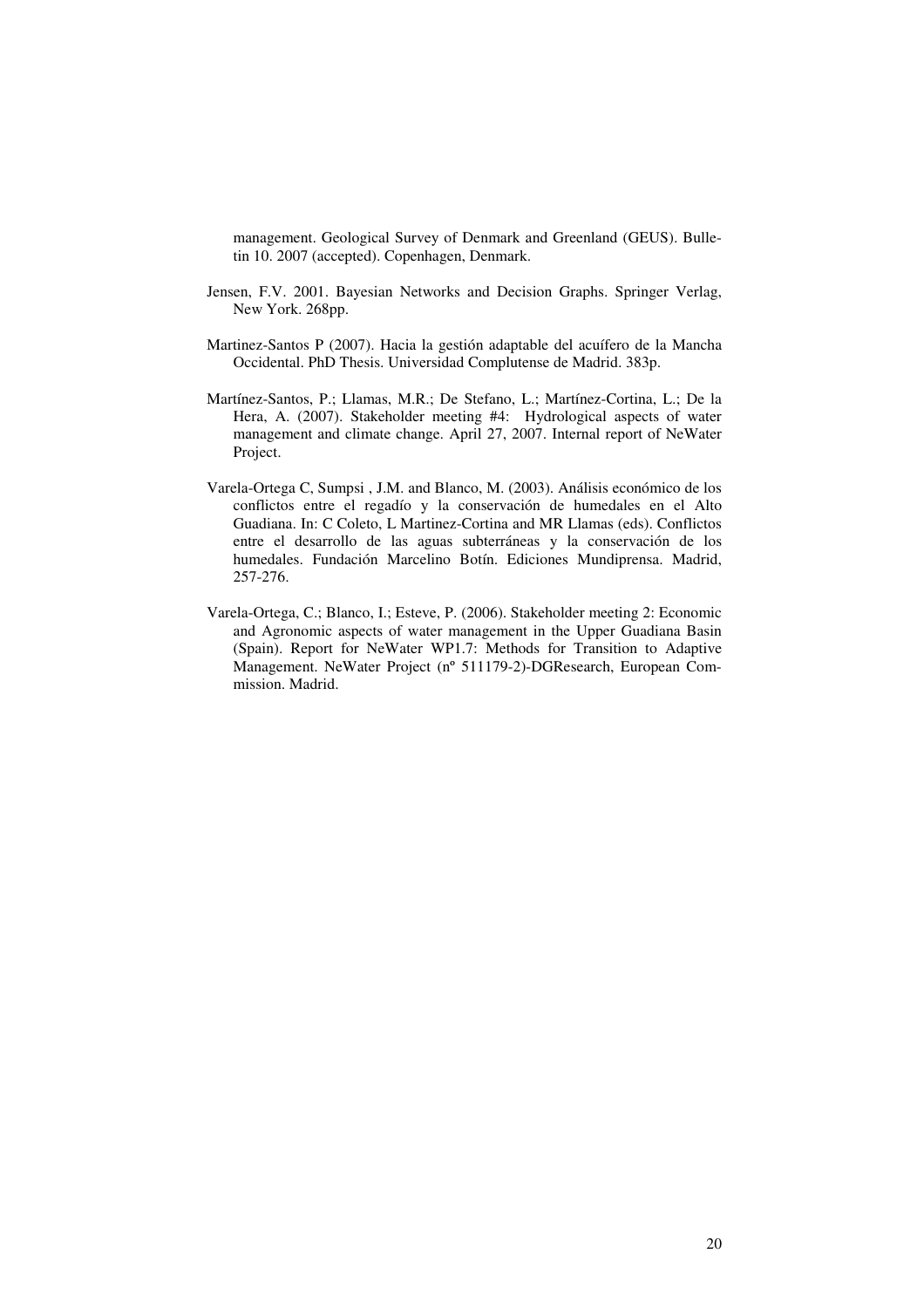management. Geological Survey of Denmark and Greenland (GEUS). Bulletin 10. 2007 (accepted). Copenhagen, Denmark.

Jensen, F.V. 2001. Bayesian Networks and Decision Graphs. Springer Verlag, New York. 268pp.

Martinez-Santos P (2007). Hacia la gestión adaptable del acuífero de la Mancha Occidental. PhD Thesis. Universidad Complutense de Madrid. 383p.

Martínez-Santos, P.; Llamas, M.R.; De Stefano, L.; Martínez-Cortina, L.; De la Hera, A. (2007). Stakeholder meeting #4: Hydrological aspects of water management and climate change. April 27, 2007. Internal report of NeWater Project.

Varela-Ortega C, Sumpsi , J.M. and Blanco, M. (2003). Análisis económico de los conflictos entre el regadío y la conservación de humedales en el Alto Guadiana. In: C Coleto, L Martinez-Cortina and MR Llamas (eds). Conflictos entre el desarrollo de las aguas subterráneas y la conservación de los humedales. Fundación Marcelino Botín. Ediciones Mundiprensa. Madrid, 257-276.

Varela-Ortega, C.; Blanco, I.; Esteve, P. (2006). Stakeholder meeting 2: Economic and Agronomic aspects of water management in the Upper Guadiana Basin (Spain). Report for NeWater WP1.7: Methods for Transition to Adaptive Management. NeWater Project (nº 511179-2)-DGResearch, European Commission. Madrid.